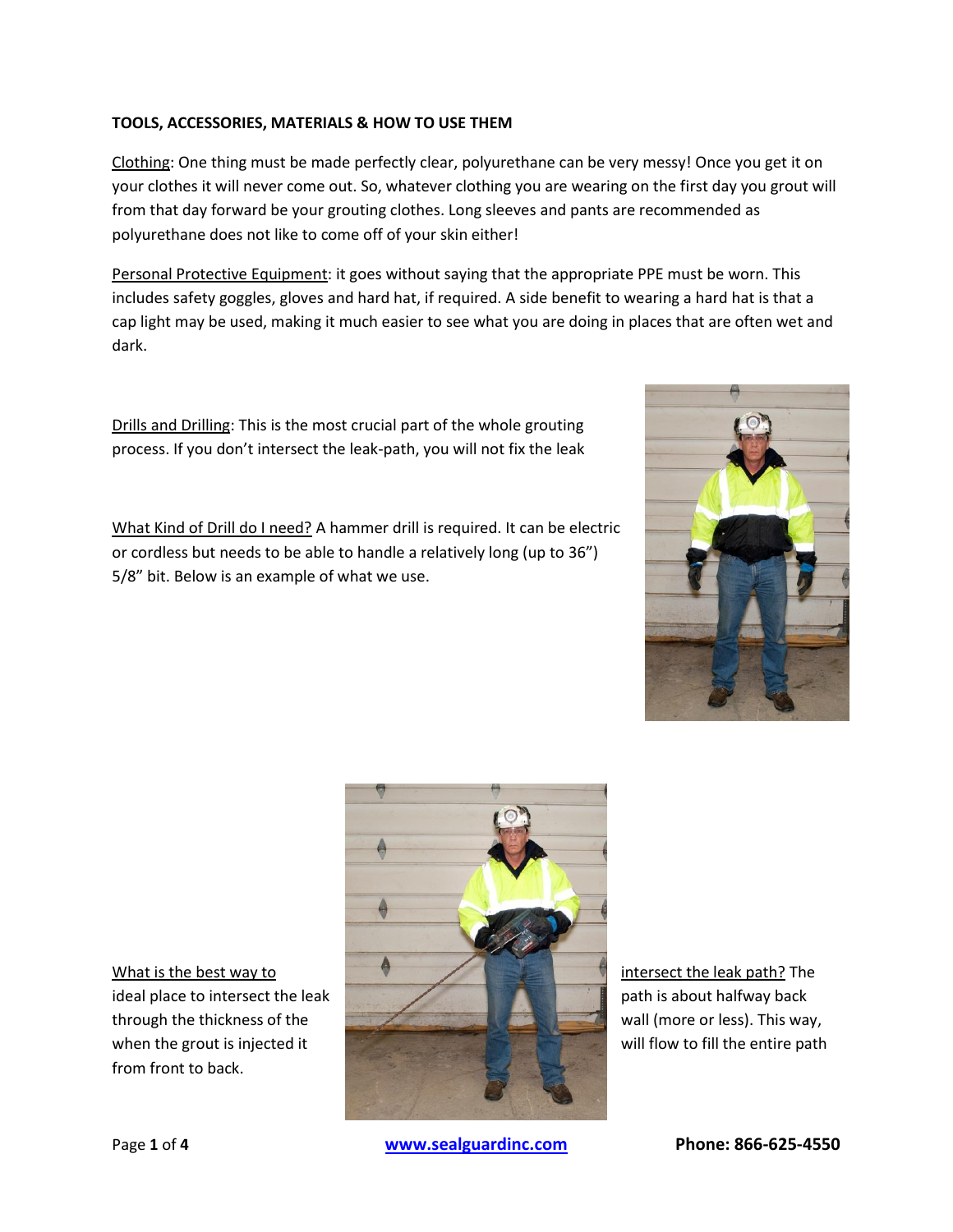**TOOLS, ACCESSORIES, MATERIALS & HOW TO USE THEM**

Clothing: One thing must be made perfectly clear, polyurethane can be very messy! Once you get it on your clothes it will never come out. So, whatever clothing you are wearing on the first day you grout will from that day forward be your grouting clothes. Long sleeves and pants are recommended as polyurethane does not like to come off of your skin either!

Personal Protective Equipment: it goes without saying that the appropriate PPE must be worn. This includes safety goggles, gloves and hard hat, if required. A side benefit to wearing a hard hat is that a cap light may be used, making it much easier to see what you are doing in places that are often wet and dark.

Drills and Drilling: This is the most crucial part of the whole grouting process. If you don't intersect the leak-path, you will not fix the leak

What Kind of Drill do I need? A hammer drill is required. It can be electric or cordless but needs to be able to handle a relatively long (up to 36") 5/8" bit. Below is an example of what we use.

What is the best way to intersect the leak path? The ideal place to intersect the leak path is about halfway back through the thickness of the wall (more or less). This way, when the grout is injected it will flow to fill the entire path from front to back.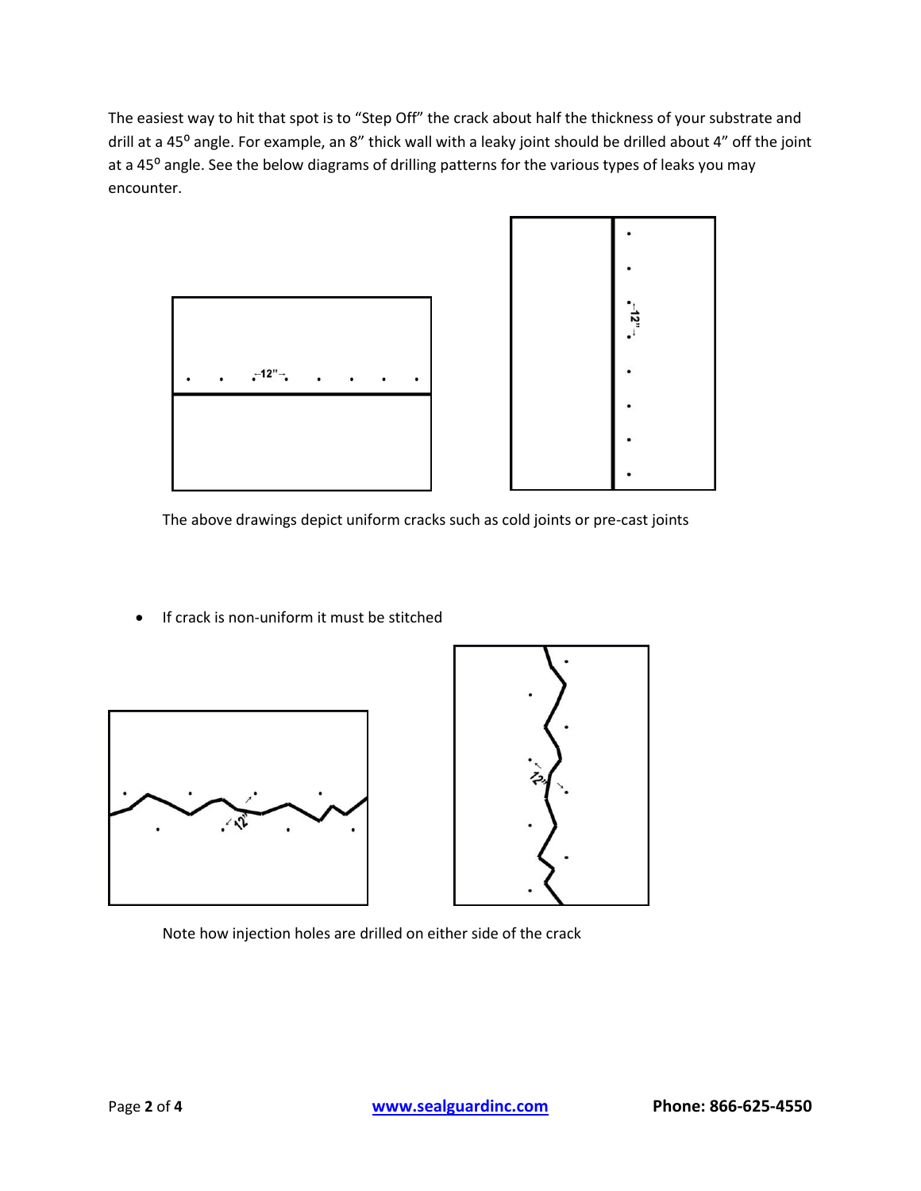The easiest way to hit that spot is to "Step Off" the crack about half the thickness of your substrate and drill at a 45° angle. For example, an 8" thick wall with a leaky joint should be drilled about 4" off the joint at a 45° angle. See the below diagrams of drilling patterns for the various types of leaks you may encounter.

The above drawings depict uniform cracks such as cold joints or pre-cast joints

- If crack is non-uniform it must be stitched

Note how injection holes are drilled on either side of the crack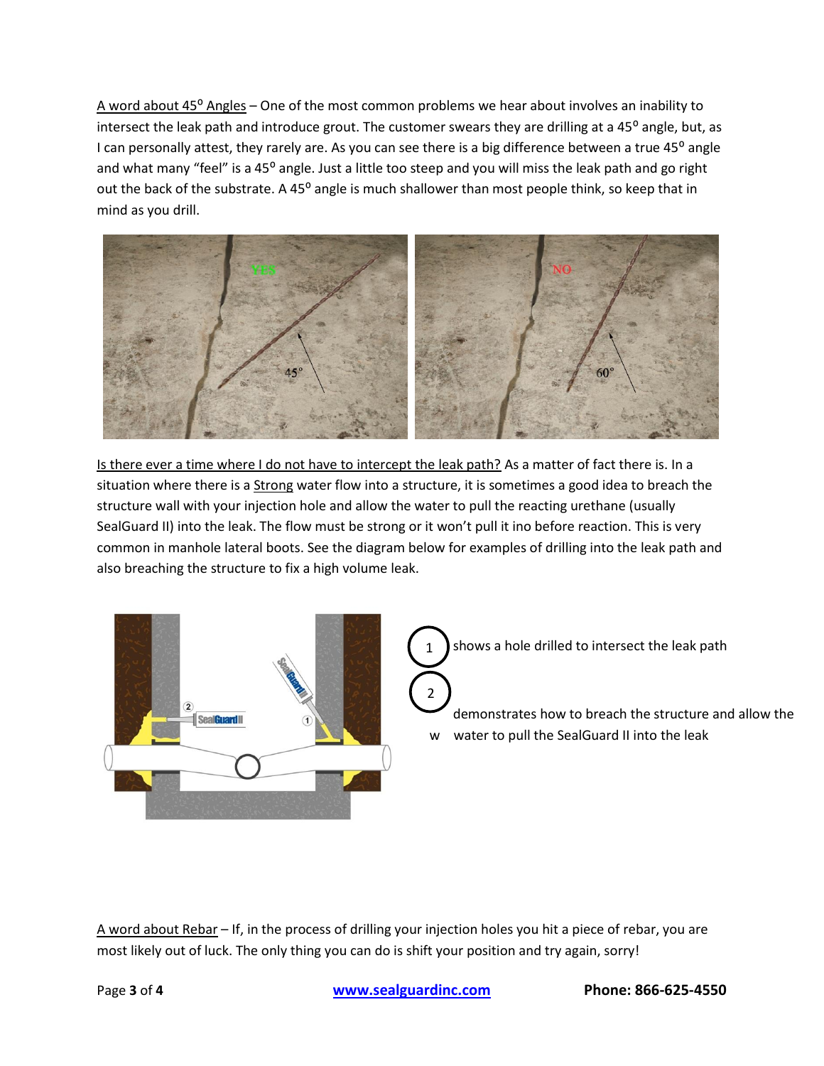<u>A word about 45$^{o}$ Angles</u> – One of the most common problems we hear about involves an inability to intersect the leak path and introduce grout. The customer swears they are drilling at a 45$^{o}$ angle, but, as I can personally attest, they rarely are. As you can see there is a big difference between a true 45$^{o}$ angle and what many "feel" is a 45$^{o}$ angle. Just a little too steep and you will miss the leak path and go right out the back of the substrate. A 45$^{o}$ angle is much shallower than most people think, so keep that in mind as you drill.

<u>Is there ever a time where I do not have to intercept the leak path?</u> As a matter of fact there is. In a situation where there is a <u>Strong</u> water flow into a structure, it is sometimes a good idea to breach the structure wall with your injection hole and allow the water to pull the reacting urethane (usually SealGuard II) into the leak. The flow must be strong or it won't pull it ino before reaction. This is very common in manhole lateral boots. See the diagram below for examples of drilling into the leak path and also breaching the structure to fix a high volume leak.

1 shows a hole drilled to intersect the leak path

2 demonstrates how to breach the structure and allow the water to pull the SealGuard II into the leak

<u>A word about Rebar</u> – If, in the process of drilling your injection holes you hit a piece of rebar, you are most likely out of luck. The only thing you can do is shift your position and try again, sorry!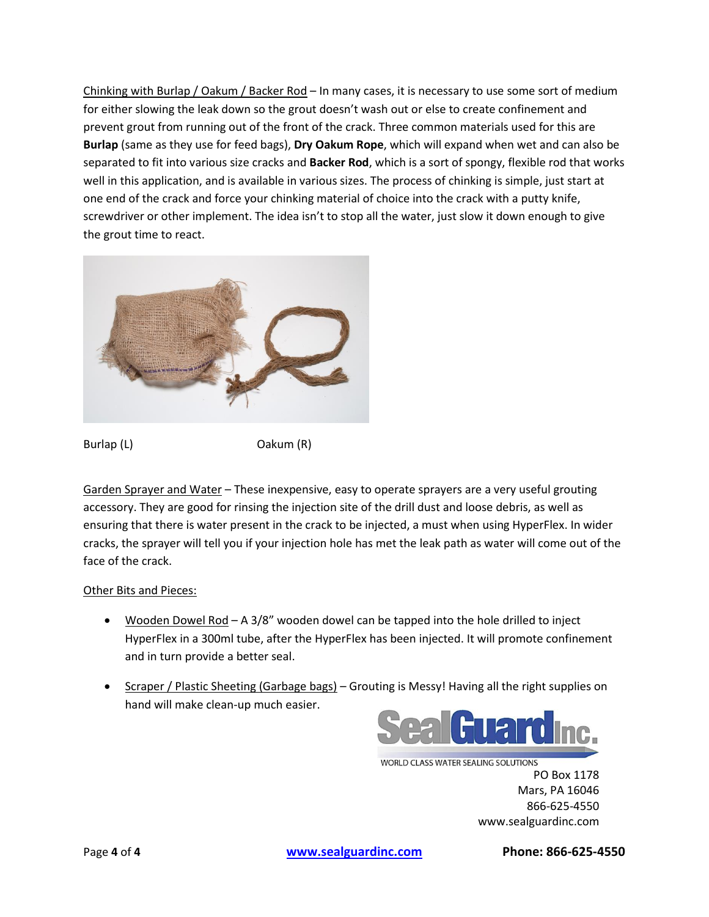Chinking with Burlap / Oakum / Backer Rod – In many cases, it is necessary to use some sort of medium for either slowing the leak down so the grout doesn't wash out or else to create confinement and prevent grout from running out of the front of the crack. Three common materials used for this are **Burlap** (same as they use for feed bags), **Dry Oakum Rope**, which will expand when wet and can also be separated to fit into various size cracks and **Backer Rod**, which is a sort of spongy, flexible rod that works well in this application, and is available in various sizes. The process of chinking is simple, just start at one end of the crack and force your chinking material of choice into the crack with a putty knife, screwdriver or other implement. The idea isn't to stop all the water, just slow it down enough to give the grout time to react.

Burlap (L) Oakum (R)

Garden Sprayer and Water – These inexpensive, easy to operate sprayers are a very useful grouting accessory. They are good for rinsing the injection site of the drill dust and loose debris, as well as ensuring that there is water present in the crack to be injected, a must when using HyperFlex. In wider cracks, the sprayer will tell you if your injection hole has met the leak path as water will come out of the face of the crack.

Other Bits and Pieces:

- Wooden Dowel Rod – A 3/8" wooden dowel can be tapped into the hole drilled to inject HyperFlex in a 300ml tube, after the HyperFlex has been injected. It will promote confinement and in turn provide a better seal.
- Scraper / Plastic Sheeting (Garbage bags) – Grouting is Messy! Having all the right supplies on hand will make clean-up much easier.

SealGuard Inc.
WORLD CLASS WATER SEALING SOLUTIONS
PO Box 1178
Mars, PA 16046
866-625-4550
www.sealguardinc.com